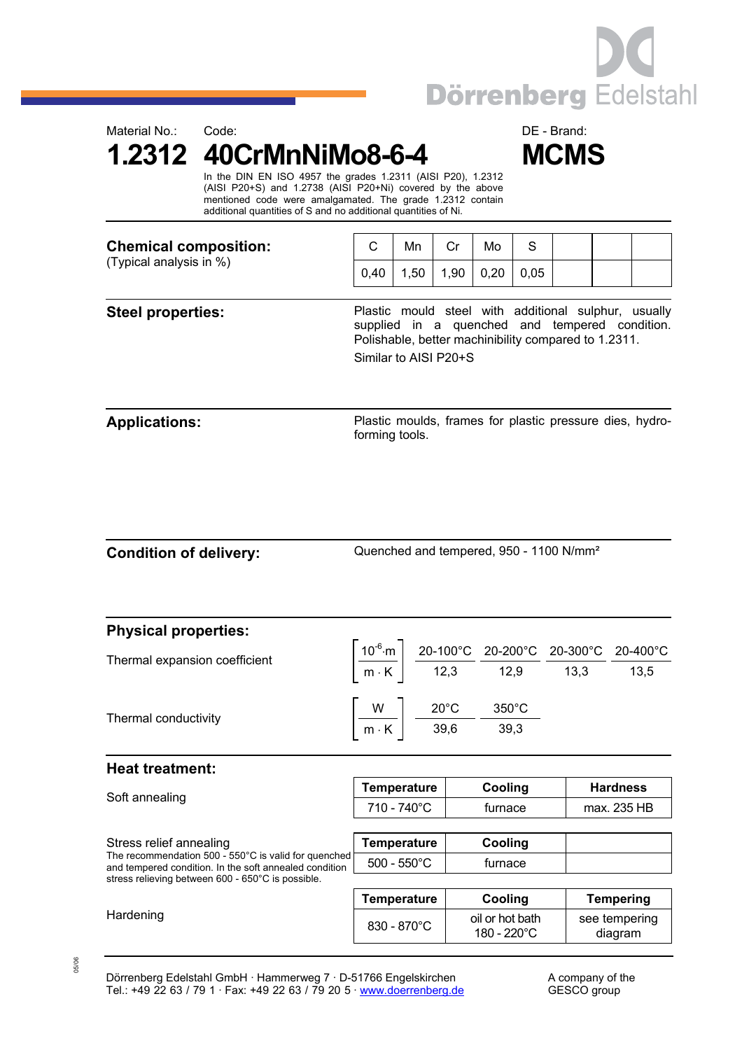Dörrenberg Edelstahl

Material No.: **1.2312**

Code: **40CrMnNiMo8-6-4**

DE - Brand: **MCMS**

In the DIN EN ISO 4957 the grades 1.2311 (AISI P20), 1.2312 (AISI P20+S) and 1.2738 (AISI P20+Ni) covered by the above mentioned code were amalgamated. The grade 1.2312 contain additional quantities of S and no additional quantities of Ni.

## Chemical composition:

(Typical analysis in %)

| C | Mn | Cr | Mo | S | | | |
|---|---|---|---|---|---|---|---|
| 0,40 | 1,50 | 1,90 | 0,20 | 0,05 | | | |

## Steel properties:

Plastic mould steel with additional sulphur, usually supplied in a quenched and tempered condition. Polishable, better machinibility compared to 1.2311.

Similar to AISI P20+S

## Applications:

Plastic moulds, frames for plastic pressure dies, hydro-forming tools.

## Condition of delivery:

Quenched and tempered, 950 - 1100 N/mm²

## Physical properties:

Thermal expansion coefficient

| $\left[\frac{10^{-6}\cdot m}{m \cdot K}\right]$ | 20-100°C | 20-200°C | 20-300°C | 20-400°C |
|---|---|---|---|---|
| | 12,3 | 12,9 | 13,3 | 13,5 |

Thermal conductivity

| $\left[\frac{W}{m \cdot K}\right]$ | 20°C | 350°C |
|---|---|---|
| | 39,6 | 39,3 |

## Heat treatment:

Soft annealing

| Temperature | Cooling | Hardness |
|---|---|---|
| 710 - 740°C | furnace | max. 235 HB |

Stress relief annealing

The recommendation 500 - 550°C is valid for quenched and tempered condition. In the soft annealed condition stress relieving between 600 - 650°C is possible.

| Temperature | Cooling | |
|---|---|---|
| 500 - 550°C | furnace | |

Hardening

| Temperature | Cooling | Tempering |
|---|---|---|
| 830 - 870°C | oil or hot bath 180 - 220°C | see tempering diagram |

05/06

Dörrenberg Edelstahl GmbH · Hammerweg 7 · D-51766 Engelskirchen
Tel.: +49 22 63 / 79 1 · Fax: +49 22 63 / 79 20 5 · www.doerrenberg.de

A company of the GESCO group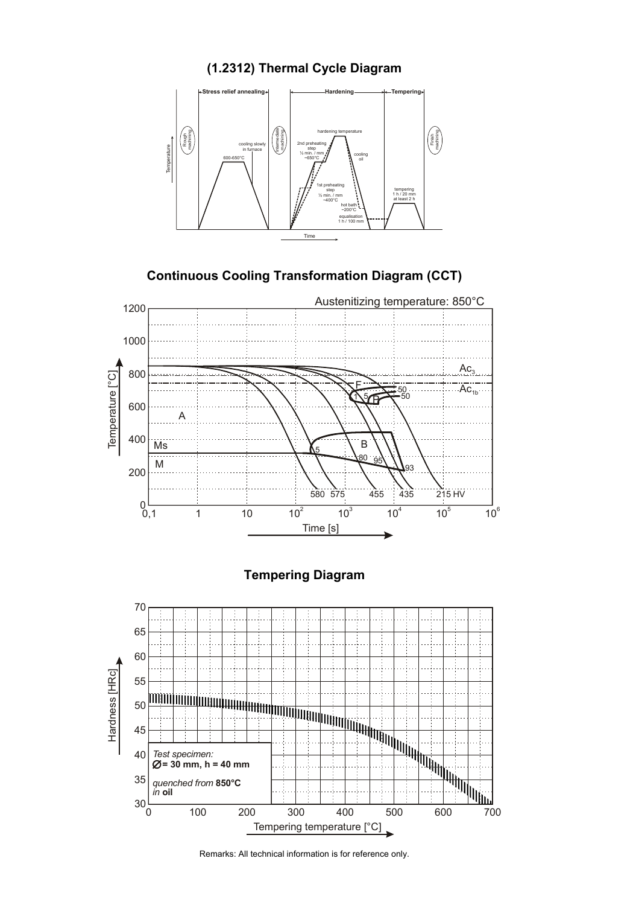## (1.2312) Thermal Cycle Diagram

Stress relief annealing

Hardening

Tempering

Rough machining

Intermediate machining

Finish machining

Temperature

Time

600-650°C

cooling slowly in furnace

hardening temperature

2nd preheating step ½ min. / mm ~650°C

1st preheating step ½ min. / mm ~400°C

cooling oil

hot bath ~200°C

equalisation 1 h / 100 mm

tempering 1 h / 20 mm at least 2 h

## Continuous Cooling Transformation Diagram (CCT)

Austenitizing temperature: 850°C

Temperature [°C]

Time [s]

0, 200, 400, 600, 800, 1000, 1200

0,1, 1, 10, $10^2$, $10^3$, $10^4$, $10^5$, $10^6$

$Ac_3$

$Ac_{1b}$

A

F

P

B

Ms

M

1, 5, 50, 50

5, 80, 95, 93

580, 575, 455, 435, 215 HV

## Tempering Diagram

Hardness [HRc]

Tempering temperature [°C]

30, 35, 40, 45, 50, 55, 60, 65, 70

0, 100, 200, 300, 400, 500, 600, 700

*Test specimen:*
**Ø= 30 mm, h = 40 mm**

*quenched from* **850°C**
*in* **oil**

Remarks: All technical information is for reference only.